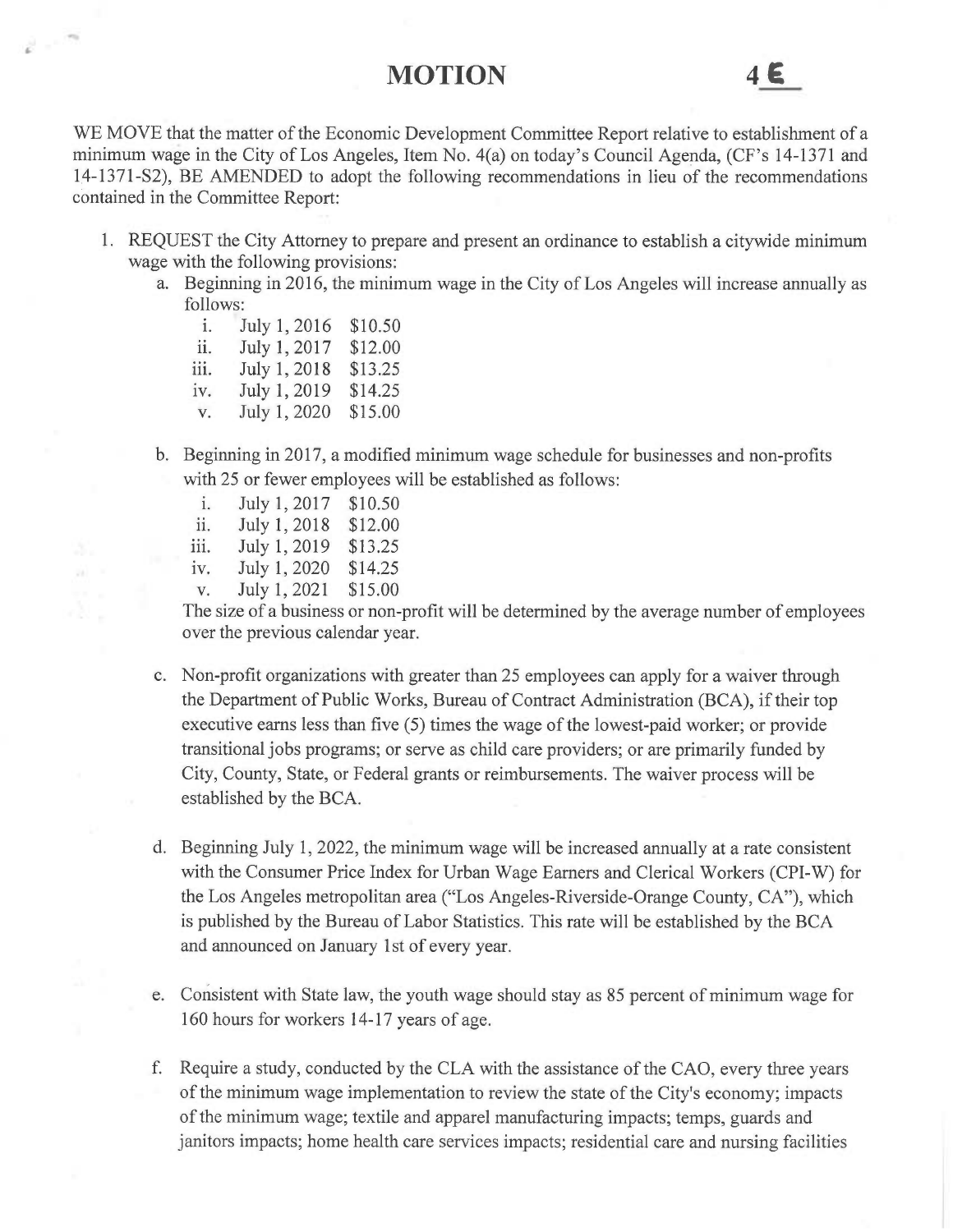# MOTION

**4E**

WE MOVE that the matter of the Economic Development Committee Report relative to establishment of a minimum wage in the City of Los Angeles, Item No. 4(a) on today's Council Agenda, (CF's 14-1371 and 14-1371-S2), BE AMENDED to adopt the following recommendations in lieu of the recommendations contained in the Committee Report:

1. REQUEST the City Attorney to prepare and present an ordinance to establish a citywide minimum wage with the following provisions:
   a. Beginning in 2016, the minimum wage in the City of Los Angeles will increase annually as follows:
      i. July 1, 2016 $10.50
      ii. July 1, 2017 $12.00
      iii. July 1, 2018 $13.25
      iv. July 1, 2019 $14.25
      v. July 1, 2020 $15.00

   b. Beginning in 2017, a modified minimum wage schedule for businesses and non-profits with 25 or fewer employees will be established as follows:
      i. July 1, 2017 $10.50
      ii. July 1, 2018 $12.00
      iii. July 1, 2019 $13.25
      iv. July 1, 2020 $14.25
      v. July 1, 2021 $15.00

      The size of a business or non-profit will be determined by the average number of employees over the previous calendar year.

   c. Non-profit organizations with greater than 25 employees can apply for a waiver through the Department of Public Works, Bureau of Contract Administration (BCA), if their top executive earns less than five (5) times the wage of the lowest-paid worker; or provide transitional jobs programs; or serve as child care providers; or are primarily funded by City, County, State, or Federal grants or reimbursements. The waiver process will be established by the BCA.

   d. Beginning July 1, 2022, the minimum wage will be increased annually at a rate consistent with the Consumer Price Index for Urban Wage Earners and Clerical Workers (CPI-W) for the Los Angeles metropolitan area ("Los Angeles-Riverside-Orange County, CA"), which is published by the Bureau of Labor Statistics. This rate will be established by the BCA and announced on January 1st of every year.

   e. Consistent with State law, the youth wage should stay as 85 percent of minimum wage for 160 hours for workers 14-17 years of age.

   f. Require a study, conducted by the CLA with the assistance of the CAO, every three years of the minimum wage implementation to review the state of the City's economy; impacts of the minimum wage; textile and apparel manufacturing impacts; temps, guards and janitors impacts; home health care services impacts; residential care and nursing facilities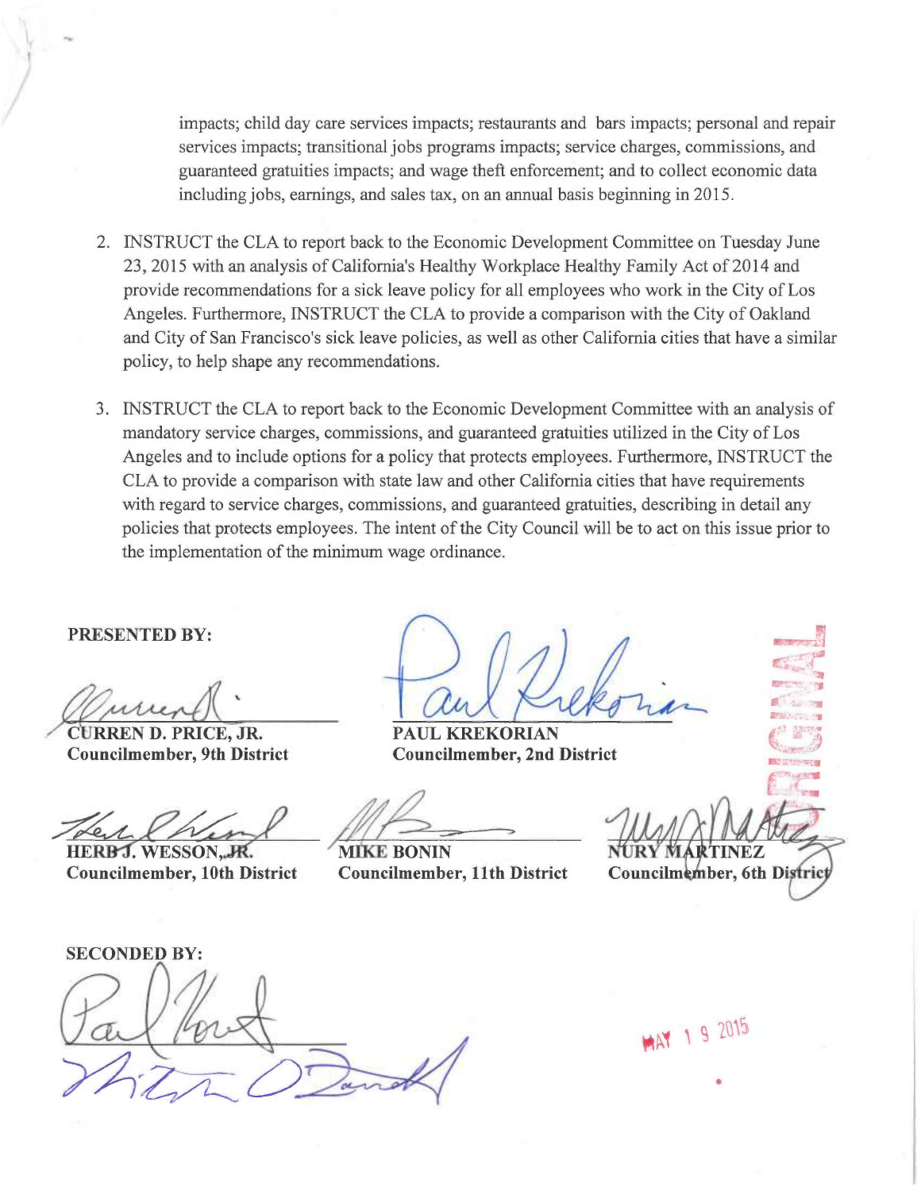impacts; child day care services impacts; restaurants and bars impacts; personal and repair services impacts; transitional jobs programs impacts; service charges, commissions, and guaranteed gratuities impacts; and wage theft enforcement; and to collect economic data including jobs, earnings, and sales tax, on an annual basis beginning in 2015.

2. INSTRUCT the CLA to report back to the Economic Development Committee on Tuesday June 23, 2015 with an analysis of California's Healthy Workplace Healthy Family Act of 2014 and provide recommendations for a sick leave policy for all employees who work in the City of Los Angeles. Furthermore, INSTRUCT the CLA to provide a comparison with the City of Oakland and City of San Francisco's sick leave policies, as well as other California cities that have a similar policy, to help shape any recommendations.

3. INSTRUCT the CLA to report back to the Economic Development Committee with an analysis of mandatory service charges, commissions, and guaranteed gratuities utilized in the City of Los Angeles and to include options for a policy that protects employees. Furthermore, INSTRUCT the CLA to provide a comparison with state law and other California cities that have requirements with regard to service charges, commissions, and guaranteed gratuities, describing in detail any policies that protects employees. The intent of the City Council will be to act on this issue prior to the implementation of the minimum wage ordinance.

**PRESENTED BY:**

**CURREN D. PRICE, JR.**
**Councilmember, 9th District**

**PAUL KREKORIAN**
**Councilmember, 2nd District**

**HERB J. WESSON, JR.**
**Councilmember, 10th District**

**MIKE BONIN**
**Councilmember, 11th District**

**NURY MARTINEZ**
**Councilmember, 6th District**

**SECONDED BY:**

ORIGINAL

MAY 1 9 2015